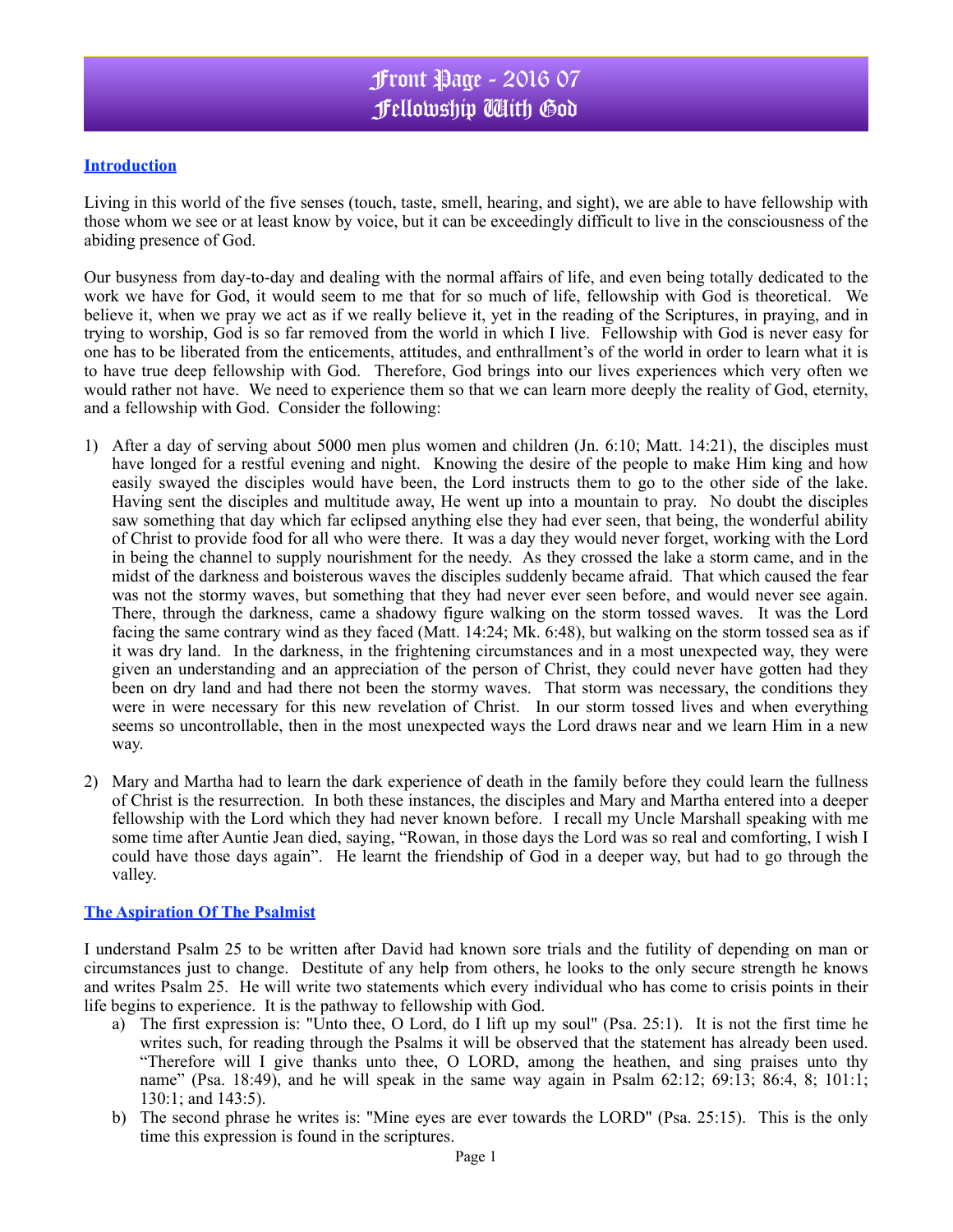# Front Page - 2016 07
# Fellowship With God

## Introduction

Living in this world of the five senses (touch, taste, smell, hearing, and sight), we are able to have fellowship with those whom we see or at least know by voice, but it can be exceedingly difficult to live in the consciousness of the abiding presence of God.

Our busyness from day-to-day and dealing with the normal affairs of life, and even being totally dedicated to the work we have for God, it would seem to me that for so much of life, fellowship with God is theoretical. We believe it, when we pray we act as if we really believe it, yet in the reading of the Scriptures, in praying, and in trying to worship, God is so far removed from the world in which I live. Fellowship with God is never easy for one has to be liberated from the enticements, attitudes, and enthrallment's of the world in order to learn what it is to have true deep fellowship with God. Therefore, God brings into our lives experiences which very often we would rather not have. We need to experience them so that we can learn more deeply the reality of God, eternity, and a fellowship with God. Consider the following:

1) After a day of serving about 5000 men plus women and children (Jn. 6:10; Matt. 14:21), the disciples must have longed for a restful evening and night. Knowing the desire of the people to make Him king and how easily swayed the disciples would have been, the Lord instructs them to go to the other side of the lake. Having sent the disciples and multitude away, He went up into a mountain to pray. No doubt the disciples saw something that day which far eclipsed anything else they had ever seen, that being, the wonderful ability of Christ to provide food for all who were there. It was a day they would never forget, working with the Lord in being the channel to supply nourishment for the needy. As they crossed the lake a storm came, and in the midst of the darkness and boisterous waves the disciples suddenly became afraid. That which caused the fear was not the stormy waves, but something that they had never ever seen before, and would never see again. There, through the darkness, came a shadowy figure walking on the storm tossed waves. It was the Lord facing the same contrary wind as they faced (Matt. 14:24; Mk. 6:48), but walking on the storm tossed sea as if it was dry land. In the darkness, in the frightening circumstances and in a most unexpected way, they were given an understanding and an appreciation of the person of Christ, they could never have gotten had they been on dry land and had there not been the stormy waves. That storm was necessary, the conditions they were in were necessary for this new revelation of Christ. In our storm tossed lives and when everything seems so uncontrollable, then in the most unexpected ways the Lord draws near and we learn Him in a new way.

2) Mary and Martha had to learn the dark experience of death in the family before they could learn the fullness of Christ is the resurrection. In both these instances, the disciples and Mary and Martha entered into a deeper fellowship with the Lord which they had never known before. I recall my Uncle Marshall speaking with me some time after Auntie Jean died, saying, "Rowan, in those days the Lord was so real and comforting, I wish I could have those days again". He learnt the friendship of God in a deeper way, but had to go through the valley.

## The Aspiration Of The Psalmist

I understand Psalm 25 to be written after David had known sore trials and the futility of depending on man or circumstances just to change. Destitute of any help from others, he looks to the only secure strength he knows and writes Psalm 25. He will write two statements which every individual who has come to crisis points in their life begins to experience. It is the pathway to fellowship with God.

a) The first expression is: "Unto thee, O Lord, do I lift up my soul" (Psa. 25:1). It is not the first time he writes such, for reading through the Psalms it will be observed that the statement has already been used. "Therefore will I give thanks unto thee, O LORD, among the heathen, and sing praises unto thy name" (Psa. 18:49), and he will speak in the same way again in Psalm 62:12; 69:13; 86:4, 8; 101:1; 130:1; and 143:5).

b) The second phrase he writes is: "Mine eyes are ever towards the LORD" (Psa. 25:15). This is the only time this expression is found in the scriptures.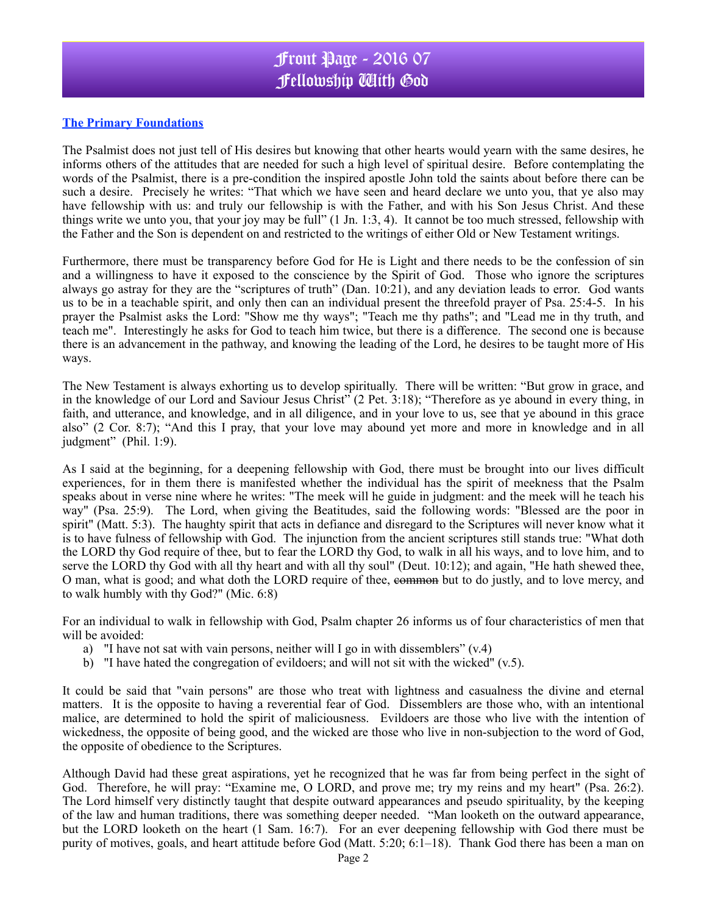# Front Page - 2016 07
# Fellowship With God

**The Primary Foundations**

The Psalmist does not just tell of His desires but knowing that other hearts would yearn with the same desires, he informs others of the attitudes that are needed for such a high level of spiritual desire. Before contemplating the words of the Psalmist, there is a pre-condition the inspired apostle John told the saints about before there can be such a desire. Precisely he writes: "That which we have seen and heard declare we unto you, that ye also may have fellowship with us: and truly our fellowship is with the Father, and with his Son Jesus Christ. And these things write we unto you, that your joy may be full" (1 Jn. 1:3, 4). It cannot be too much stressed, fellowship with the Father and the Son is dependent on and restricted to the writings of either Old or New Testament writings.

Furthermore, there must be transparency before God for He is Light and there needs to be the confession of sin and a willingness to have it exposed to the conscience by the Spirit of God. Those who ignore the scriptures always go astray for they are the "scriptures of truth" (Dan. 10:21), and any deviation leads to error. God wants us to be in a teachable spirit, and only then can an individual present the threefold prayer of Psa. 25:4-5. In his prayer the Psalmist asks the Lord: "Show me thy ways"; "Teach me thy paths"; and "Lead me in thy truth, and teach me". Interestingly he asks for God to teach him twice, but there is a difference. The second one is because there is an advancement in the pathway, and knowing the leading of the Lord, he desires to be taught more of His ways.

The New Testament is always exhorting us to develop spiritually. There will be written: "But grow in grace, and in the knowledge of our Lord and Saviour Jesus Christ" (2 Pet. 3:18); "Therefore as ye abound in every thing, in faith, and utterance, and knowledge, and in all diligence, and in your love to us, see that ye abound in this grace also" (2 Cor. 8:7); "And this I pray, that your love may abound yet more and more in knowledge and in all judgment" (Phil. 1:9).

As I said at the beginning, for a deepening fellowship with God, there must be brought into our lives difficult experiences, for in them there is manifested whether the individual has the spirit of meekness that the Psalm speaks about in verse nine where he writes: "The meek will he guide in judgment: and the meek will he teach his way" (Psa. 25:9). The Lord, when giving the Beatitudes, said the following words: "Blessed are the poor in spirit" (Matt. 5:3). The haughty spirit that acts in defiance and disregard to the Scriptures will never know what it is to have fulness of fellowship with God. The injunction from the ancient scriptures still stands true: "What doth the LORD thy God require of thee, but to fear the LORD thy God, to walk in all his ways, and to love him, and to serve the LORD thy God with all thy heart and with all thy soul" (Deut. 10:12); and again, "He hath shewed thee, O man, what is good; and what doth the LORD require of thee, ~~common~~ but to do justly, and to love mercy, and to walk humbly with thy God?" (Mic. 6:8)

For an individual to walk in fellowship with God, Psalm chapter 26 informs us of four characteristics of men that will be avoided:

a) "I have not sat with vain persons, neither will I go in with dissemblers" (v.4)
b) "I have hated the congregation of evildoers; and will not sit with the wicked" (v.5).

It could be said that "vain persons" are those who treat with lightness and casualness the divine and eternal matters. It is the opposite to having a reverential fear of God. Dissemblers are those who, with an intentional malice, are determined to hold the spirit of maliciousness. Evildoers are those who live with the intention of wickedness, the opposite of being good, and the wicked are those who live in non-subjection to the word of God, the opposite of obedience to the Scriptures.

Although David had these great aspirations, yet he recognized that he was far from being perfect in the sight of God. Therefore, he will pray: "Examine me, O LORD, and prove me; try my reins and my heart" (Psa. 26:2). The Lord himself very distinctly taught that despite outward appearances and pseudo spirituality, by the keeping of the law and human traditions, there was something deeper needed. "Man looketh on the outward appearance, but the LORD looketh on the heart (1 Sam. 16:7). For an ever deepening fellowship with God there must be purity of motives, goals, and heart attitude before God (Matt. 5:20; 6:1–18). Thank God there has been a man on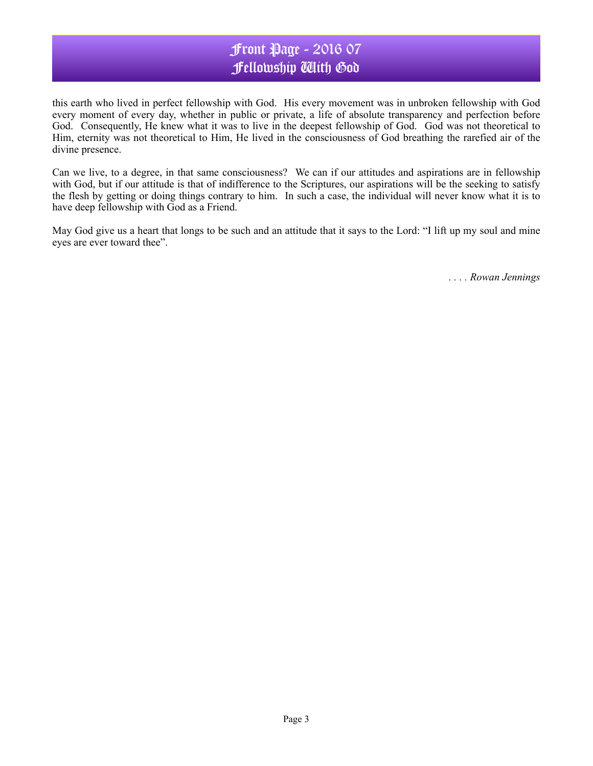this earth who lived in perfect fellowship with God. His every movement was in unbroken fellowship with God every moment of every day, whether in public or private, a life of absolute transparency and perfection before God. Consequently, He knew what it was to live in the deepest fellowship of God. God was not theoretical to Him, eternity was not theoretical to Him, He lived in the consciousness of God breathing the rarefied air of the divine presence.

Can we live, to a degree, in that same consciousness? We can if our attitudes and aspirations are in fellowship with God, but if our attitude is that of indifference to the Scriptures, our aspirations will be the seeking to satisfy the flesh by getting or doing things contrary to him. In such a case, the individual will never know what it is to have deep fellowship with God as a Friend.

May God give us a heart that longs to be such and an attitude that it says to the Lord: “I lift up my soul and mine eyes are ever toward thee”.

. . . . *Rowan Jennings*